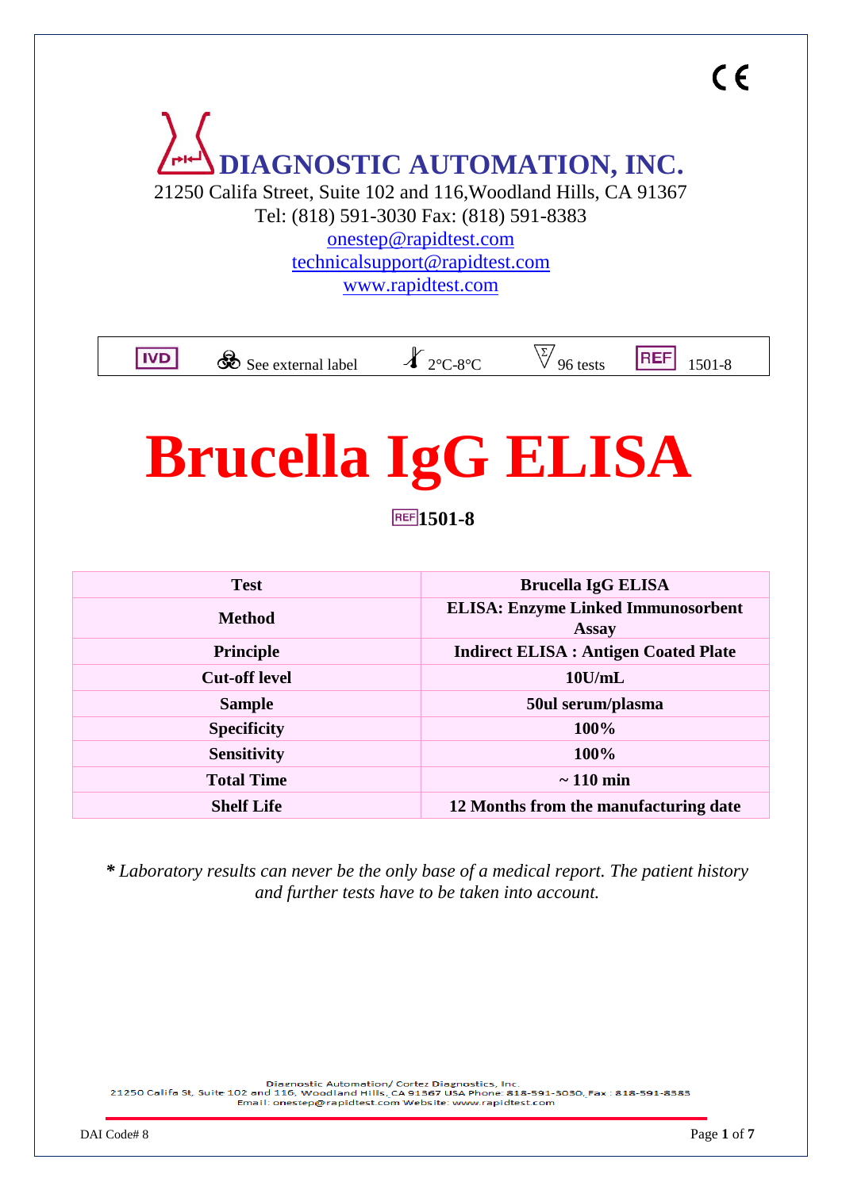CE

# DIAGNOSTIC AUTOMATION, INC.

21250 Califa Street, Suite 102 and 116,Woodland Hills, CA 91367
Tel: (818) 591-3030 Fax: (818) 591-8383
onestep@rapidtest.com
technicalsupport@rapidtest.com
www.rapidtest.com

| IVD | See external label | 2°C-8°C | 96 tests | REF 1501-8 |
|---|---|---|---|---|

# Brucella IgG ELISA

**REF 1501-8**

| Test | Brucella IgG ELISA |
|---|---|
| Method | ELISA: Enzyme Linked Immunosorbent Assay |
| Principle | Indirect ELISA : Antigen Coated Plate |
| Cut-off level | 10U/mL |
| Sample | 50ul serum/plasma |
| Specificity | 100% |
| Sensitivity | 100% |
| Total Time | ~ 110 min |
| Shelf Life | 12 Months from the manufacturing date |

**\*** *Laboratory results can never be the only base of a medical report. The patient history and further tests have to be taken into account.*

Diagnostic Automation/ Cortez Diagnostics, Inc.
21250 Califa St, Suite 102 and 116, Woodland Hills, CA 91367 USA Phone: 818-591-3030, Fax : 818-591-8383
Email: onestep@rapidtest.com Website: www.rapidtest.com

DAI Code# 8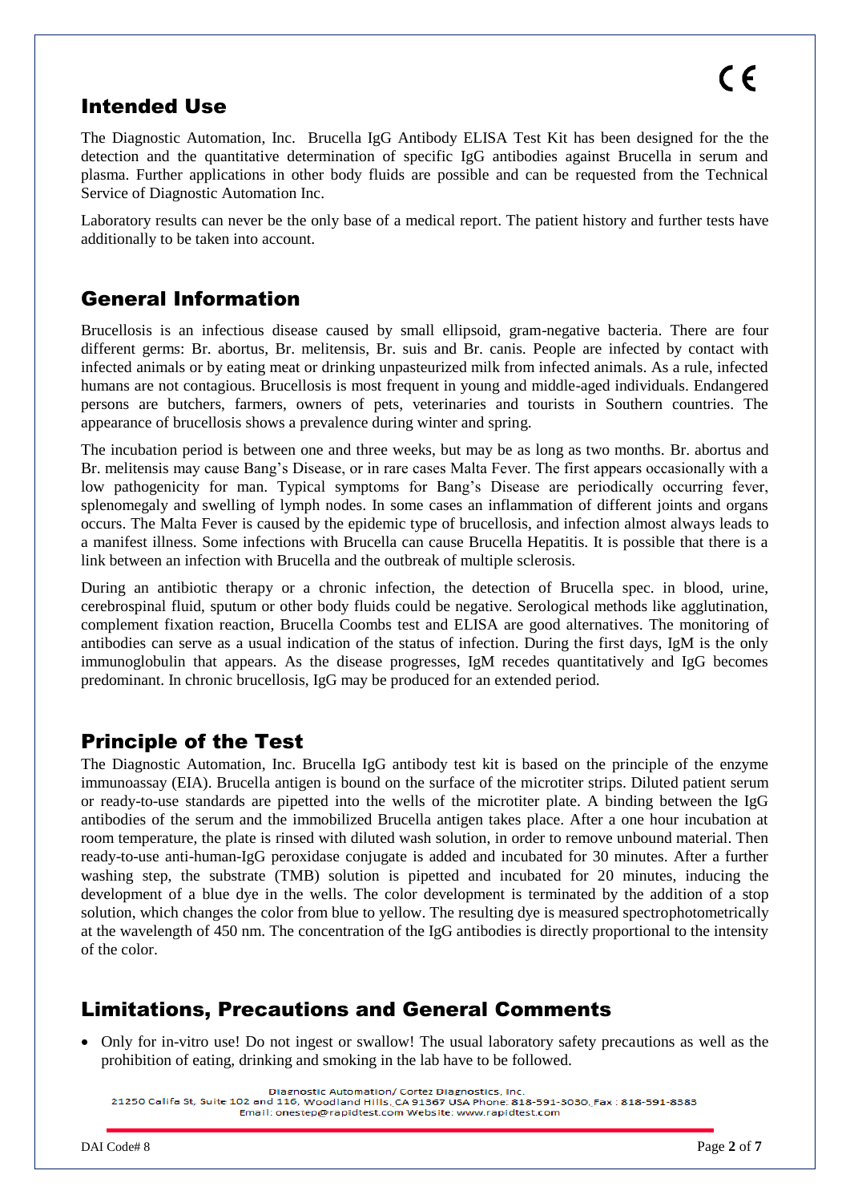## Intended Use

The Diagnostic Automation, Inc. Brucella IgG Antibody ELISA Test Kit has been designed for the the detection and the quantitative determination of specific IgG antibodies against Brucella in serum and plasma. Further applications in other body fluids are possible and can be requested from the Technical Service of Diagnostic Automation Inc.

Laboratory results can never be the only base of a medical report. The patient history and further tests have additionally to be taken into account.

## General Information

Brucellosis is an infectious disease caused by small ellipsoid, gram-negative bacteria. There are four different germs: Br. abortus, Br. melitensis, Br. suis and Br. canis. People are infected by contact with infected animals or by eating meat or drinking unpasteurized milk from infected animals. As a rule, infected humans are not contagious. Brucellosis is most frequent in young and middle-aged individuals. Endangered persons are butchers, farmers, owners of pets, veterinaries and tourists in Southern countries. The appearance of brucellosis shows a prevalence during winter and spring.

The incubation period is between one and three weeks, but may be as long as two months. Br. abortus and Br. melitensis may cause Bang's Disease, or in rare cases Malta Fever. The first appears occasionally with a low pathogenicity for man. Typical symptoms for Bang's Disease are periodically occurring fever, splenomegaly and swelling of lymph nodes. In some cases an inflammation of different joints and organs occurs. The Malta Fever is caused by the epidemic type of brucellosis, and infection almost always leads to a manifest illness. Some infections with Brucella can cause Brucella Hepatitis. It is possible that there is a link between an infection with Brucella and the outbreak of multiple sclerosis.

During an antibiotic therapy or a chronic infection, the detection of Brucella spec. in blood, urine, cerebrospinal fluid, sputum or other body fluids could be negative. Serological methods like agglutination, complement fixation reaction, Brucella Coombs test and ELISA are good alternatives. The monitoring of antibodies can serve as a usual indication of the status of infection. During the first days, IgM is the only immunoglobulin that appears. As the disease progresses, IgM recedes quantitatively and IgG becomes predominant. In chronic brucellosis, IgG may be produced for an extended period.

## Principle of the Test

The Diagnostic Automation, Inc. Brucella IgG antibody test kit is based on the principle of the enzyme immunoassay (EIA). Brucella antigen is bound on the surface of the microtiter strips. Diluted patient serum or ready-to-use standards are pipetted into the wells of the microtiter plate. A binding between the IgG antibodies of the serum and the immobilized Brucella antigen takes place. After a one hour incubation at room temperature, the plate is rinsed with diluted wash solution, in order to remove unbound material. Then ready-to-use anti-human-IgG peroxidase conjugate is added and incubated for 30 minutes. After a further washing step, the substrate (TMB) solution is pipetted and incubated for 20 minutes, inducing the development of a blue dye in the wells. The color development is terminated by the addition of a stop solution, which changes the color from blue to yellow. The resulting dye is measured spectrophotometrically at the wavelength of 450 nm. The concentration of the IgG antibodies is directly proportional to the intensity of the color.

## Limitations, Precautions and General Comments

- Only for in-vitro use! Do not ingest or swallow! The usual laboratory safety precautions as well as the prohibition of eating, drinking and smoking in the lab have to be followed.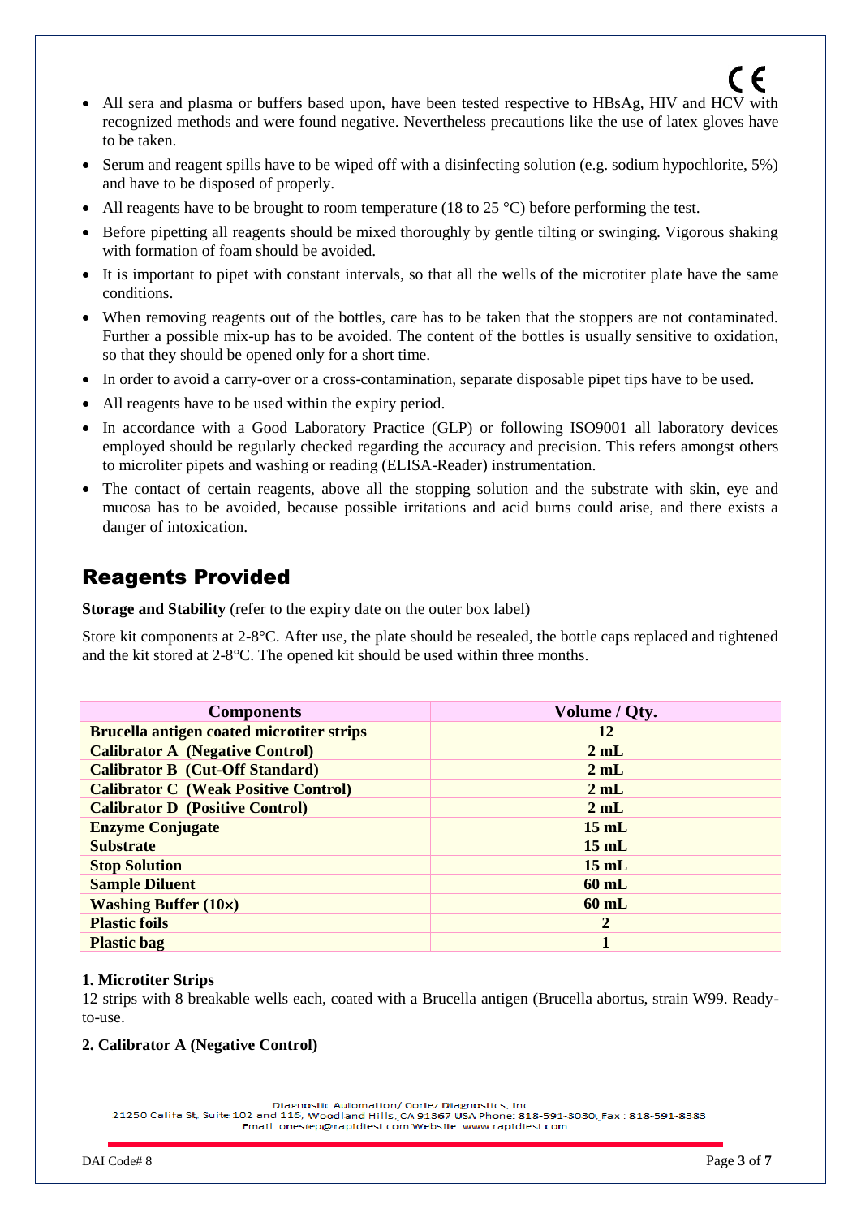- All sera and plasma or buffers based upon, have been tested respective to HBsAg, HIV and HCV with recognized methods and were found negative. Nevertheless precautions like the use of latex gloves have to be taken.
- Serum and reagent spills have to be wiped off with a disinfecting solution (e.g. sodium hypochlorite, 5%) and have to be disposed of properly.
- All reagents have to be brought to room temperature (18 to 25 °C) before performing the test.
- Before pipetting all reagents should be mixed thoroughly by gentle tilting or swinging. Vigorous shaking with formation of foam should be avoided.
- It is important to pipet with constant intervals, so that all the wells of the microtiter plate have the same conditions.
- When removing reagents out of the bottles, care has to be taken that the stoppers are not contaminated. Further a possible mix-up has to be avoided. The content of the bottles is usually sensitive to oxidation, so that they should be opened only for a short time.
- In order to avoid a carry-over or a cross-contamination, separate disposable pipet tips have to be used.
- All reagents have to be used within the expiry period.
- In accordance with a Good Laboratory Practice (GLP) or following ISO9001 all laboratory devices employed should be regularly checked regarding the accuracy and precision. This refers amongst others to microliter pipets and washing or reading (ELISA-Reader) instrumentation.
- The contact of certain reagents, above all the stopping solution and the substrate with skin, eye and mucosa has to be avoided, because possible irritations and acid burns could arise, and there exists a danger of intoxication.

## Reagents Provided

**Storage and Stability** (refer to the expiry date on the outer box label)

Store kit components at 2-8°C. After use, the plate should be resealed, the bottle caps replaced and tightened and the kit stored at 2-8°C. The opened kit should be used within three months.

| Components | Volume / Qty. |
|---|---|
| **Brucella antigen coated microtiter strips** | **12** |
| **Calibrator A (Negative Control)** | **2 mL** |
| **Calibrator B (Cut-Off Standard)** | **2 mL** |
| **Calibrator C (Weak Positive Control)** | **2 mL** |
| **Calibrator D (Positive Control)** | **2 mL** |
| **Enzyme Conjugate** | **15 mL** |
| **Substrate** | **15 mL** |
| **Stop Solution** | **15 mL** |
| **Sample Diluent** | **60 mL** |
| **Washing Buffer (10×)** | **60 mL** |
| **Plastic foils** | **2** |
| **Plastic bag** | **1** |

**1. Microtiter Strips**

12 strips with 8 breakable wells each, coated with a Brucella antigen (Brucella abortus, strain W99. Ready-to-use.

**2. Calibrator A (Negative Control)**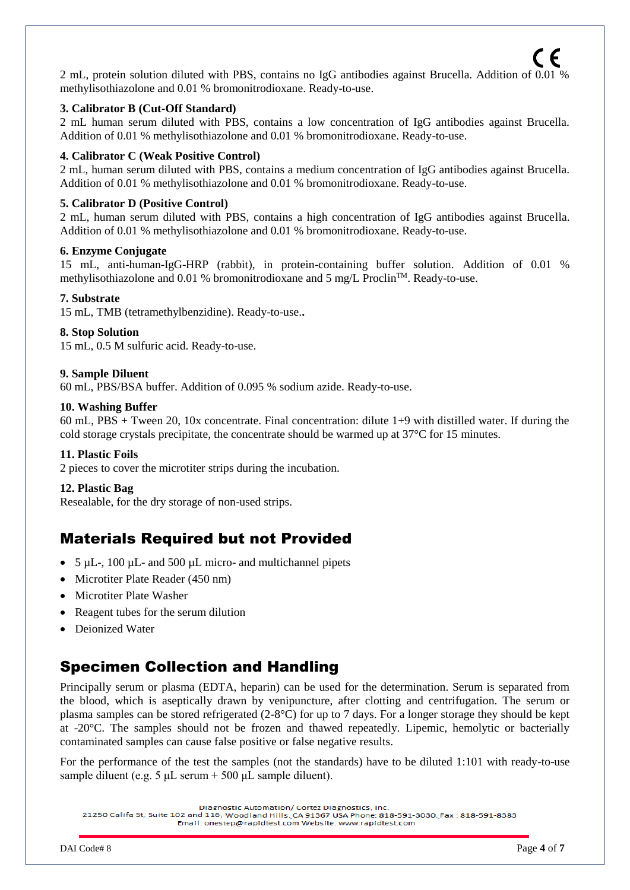2 mL, protein solution diluted with PBS, contains no IgG antibodies against Brucella. Addition of 0.01 % methylisothiazolone and 0.01 % bromonitrodioxane. Ready-to-use.

**3. Calibrator B (Cut-Off Standard)**

2 mL human serum diluted with PBS, contains a low concentration of IgG antibodies against Brucella. Addition of 0.01 % methylisothiazolone and 0.01 % bromonitrodioxane. Ready-to-use.

**4. Calibrator C (Weak Positive Control)**

2 mL, human serum diluted with PBS, contains a medium concentration of IgG antibodies against Brucella. Addition of 0.01 % methylisothiazolone and 0.01 % bromonitrodioxane. Ready-to-use.

**5. Calibrator D (Positive Control)**

2 mL, human serum diluted with PBS, contains a high concentration of IgG antibodies against Brucella. Addition of 0.01 % methylisothiazolone and 0.01 % bromonitrodioxane. Ready-to-use.

**6. Enzyme Conjugate**

15 mL, anti-human-IgG-HRP (rabbit), in protein-containing buffer solution. Addition of 0.01 % methylisothiazolone and 0.01 % bromonitrodioxane and 5 mg/L Proclin™. Ready-to-use.

**7. Substrate**

15 mL, TMB (tetramethylbenzidine). Ready-to-use**..**

**8. Stop Solution**

15 mL, 0.5 M sulfuric acid. Ready-to-use.

**9. Sample Diluent**

60 mL, PBS/BSA buffer. Addition of 0.095 % sodium azide. Ready-to-use.

**10. Washing Buffer**

60 mL, PBS + Tween 20, 10x concentrate. Final concentration: dilute 1+9 with distilled water. If during the cold storage crystals precipitate, the concentrate should be warmed up at 37°C for 15 minutes.

**11. Plastic Foils**

2 pieces to cover the microtiter strips during the incubation.

**12. Plastic Bag**

Resealable, for the dry storage of non-used strips.

## Materials Required but not Provided

- 5 µL-, 100 µL- and 500 µL micro- and multichannel pipets
- Microtiter Plate Reader (450 nm)
- Microtiter Plate Washer
- Reagent tubes for the serum dilution
- Deionized Water

## Specimen Collection and Handling

Principally serum or plasma (EDTA, heparin) can be used for the determination. Serum is separated from the blood, which is aseptically drawn by venipuncture, after clotting and centrifugation. The serum or plasma samples can be stored refrigerated (2-8°C) for up to 7 days. For a longer storage they should be kept at -20°C. The samples should not be frozen and thawed repeatedly. Lipemic, hemolytic or bacterially contaminated samples can cause false positive or false negative results.

For the performance of the test the samples (not the standards) have to be diluted 1:101 with ready-to-use sample diluent (e.g. 5 µL serum + 500 µL sample diluent).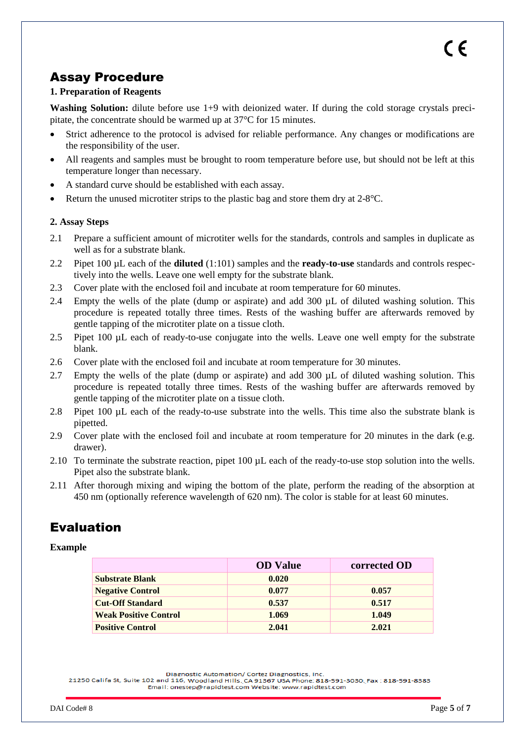## Assay Procedure

### 1. Preparation of Reagents

**Washing Solution:** dilute before use 1+9 with deionized water. If during the cold storage crystals precipitate, the concentrate should be warmed up at 37°C for 15 minutes.

- Strict adherence to the protocol is advised for reliable performance. Any changes or modifications are the responsibility of the user.
- All reagents and samples must be brought to room temperature before use, but should not be left at this temperature longer than necessary.
- A standard curve should be established with each assay.
- Return the unused microtiter strips to the plastic bag and store them dry at 2-8°C.

### 2. Assay Steps

2.1 Prepare a sufficient amount of microtiter wells for the standards, controls and samples in duplicate as well as for a substrate blank.

2.2 Pipet 100 µL each of the **diluted** (1:101) samples and the **ready-to-use** standards and controls respectively into the wells. Leave one well empty for the substrate blank.

2.3 Cover plate with the enclosed foil and incubate at room temperature for 60 minutes.

2.4 Empty the wells of the plate (dump or aspirate) and add 300 µL of diluted washing solution. This procedure is repeated totally three times. Rests of the washing buffer are afterwards removed by gentle tapping of the microtiter plate on a tissue cloth.

2.5 Pipet 100 µL each of ready-to-use conjugate into the wells. Leave one well empty for the substrate blank.

2.6 Cover plate with the enclosed foil and incubate at room temperature for 30 minutes.

2.7 Empty the wells of the plate (dump or aspirate) and add 300 µL of diluted washing solution. This procedure is repeated totally three times. Rests of the washing buffer are afterwards removed by gentle tapping of the microtiter plate on a tissue cloth.

2.8 Pipet 100 µL each of the ready-to-use substrate into the wells. This time also the substrate blank is pipetted.

2.9 Cover plate with the enclosed foil and incubate at room temperature for 20 minutes in the dark (e.g. drawer).

2.10 To terminate the substrate reaction, pipet 100 µL each of the ready-to-use stop solution into the wells. Pipet also the substrate blank.

2.11 After thorough mixing and wiping the bottom of the plate, perform the reading of the absorption at 450 nm (optionally reference wavelength of 620 nm). The color is stable for at least 60 minutes.

## Evaluation

**Example**

| | OD Value | corrected OD |
|---|---|---|
| **Substrate Blank** | **0.020** | |
| **Negative Control** | **0.077** | **0.057** |
| **Cut-Off Standard** | **0.537** | **0.517** |
| **Weak Positive Control** | **1.069** | **1.049** |
| **Positive Control** | **2.041** | **2.021** |

Diagnostic Automation/ Cortez Diagnostics, Inc.
21250 Califa St, Suite 102 and 116, Woodland Hills, CA 91367 USA Phone: 818-591-3030, Fax : 818-591-8383
Email: onestep@rapidtest.com Website: www.rapidtest.com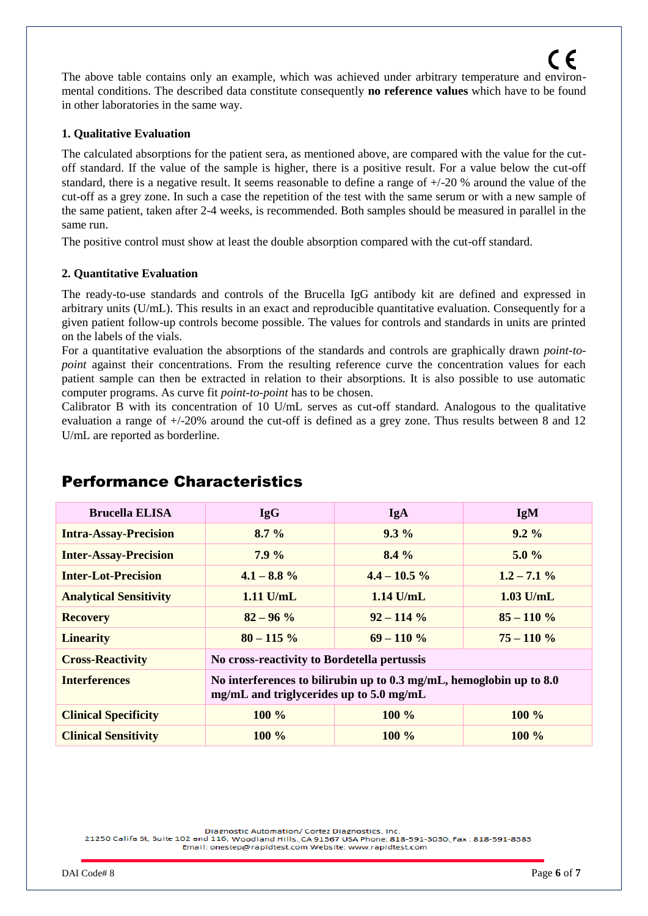The above table contains only an example, which was achieved under arbitrary temperature and environmental conditions. The described data constitute consequently **no reference values** which have to be found in other laboratories in the same way.

### 1. Qualitative Evaluation

The calculated absorptions for the patient sera, as mentioned above, are compared with the value for the cut-off standard. If the value of the sample is higher, there is a positive result. For a value below the cut-off standard, there is a negative result. It seems reasonable to define a range of +/-20 % around the value of the cut-off as a grey zone. In such a case the repetition of the test with the same serum or with a new sample of the same patient, taken after 2-4 weeks, is recommended. Both samples should be measured in parallel in the same run.

The positive control must show at least the double absorption compared with the cut-off standard.

### 2. Quantitative Evaluation

The ready-to-use standards and controls of the Brucella IgG antibody kit are defined and expressed in arbitrary units (U/mL). This results in an exact and reproducible quantitative evaluation. Consequently for a given patient follow-up controls become possible. The values for controls and standards in units are printed on the labels of the vials.

For a quantitative evaluation the absorptions of the standards and controls are graphically drawn *point-to-point* against their concentrations. From the resulting reference curve the concentration values for each patient sample can then be extracted in relation to their absorptions. It is also possible to use automatic computer programs. As curve fit *point-to-point* has to be chosen.

Calibrator B with its concentration of 10 U/mL serves as cut-off standard. Analogous to the qualitative evaluation a range of +/-20% around the cut-off is defined as a grey zone. Thus results between 8 and 12 U/mL are reported as borderline.

## Performance Characteristics

| Brucella ELISA | IgG | IgA | IgM |
|---|---|---|---|
| **Intra-Assay-Precision** | **8.7 %** | **9.3 %** | **9.2 %** |
| **Inter-Assay-Precision** | **7.9 %** | **8.4 %** | **5.0 %** |
| **Inter-Lot-Precision** | **4.1 – 8.8 %** | **4.4 – 10.5 %** | **1.2 – 7.1 %** |
| **Analytical Sensitivity** | **1.11 U/mL** | **1.14 U/mL** | **1.03 U/mL** |
| **Recovery** | **82 – 96 %** | **92 – 114 %** | **85 – 110 %** |
| **Linearity** | **80 – 115 %** | **69 – 110 %** | **75 – 110 %** |
| **Cross-Reactivity** | **No cross-reactivity to Bordetella pertussis** | | |
| **Interferences** | **No interferences to bilirubin up to 0.3 mg/mL, hemoglobin up to 8.0 mg/mL and triglycerides up to 5.0 mg/mL** | | |
| **Clinical Specificity** | **100 %** | **100 %** | **100 %** |
| **Clinical Sensitivity** | **100 %** | **100 %** | **100 %** |

Diagnostic Automation/ Cortez Diagnostics, Inc.
21250 Califa St, Suite 102 and 116, Woodland Hills, CA 91367 USA Phone: 818-591-3030, Fax : 818-591-8383
Email: onestep@rapidtest.com Website: www.rapidtest.com

DAI Code# 8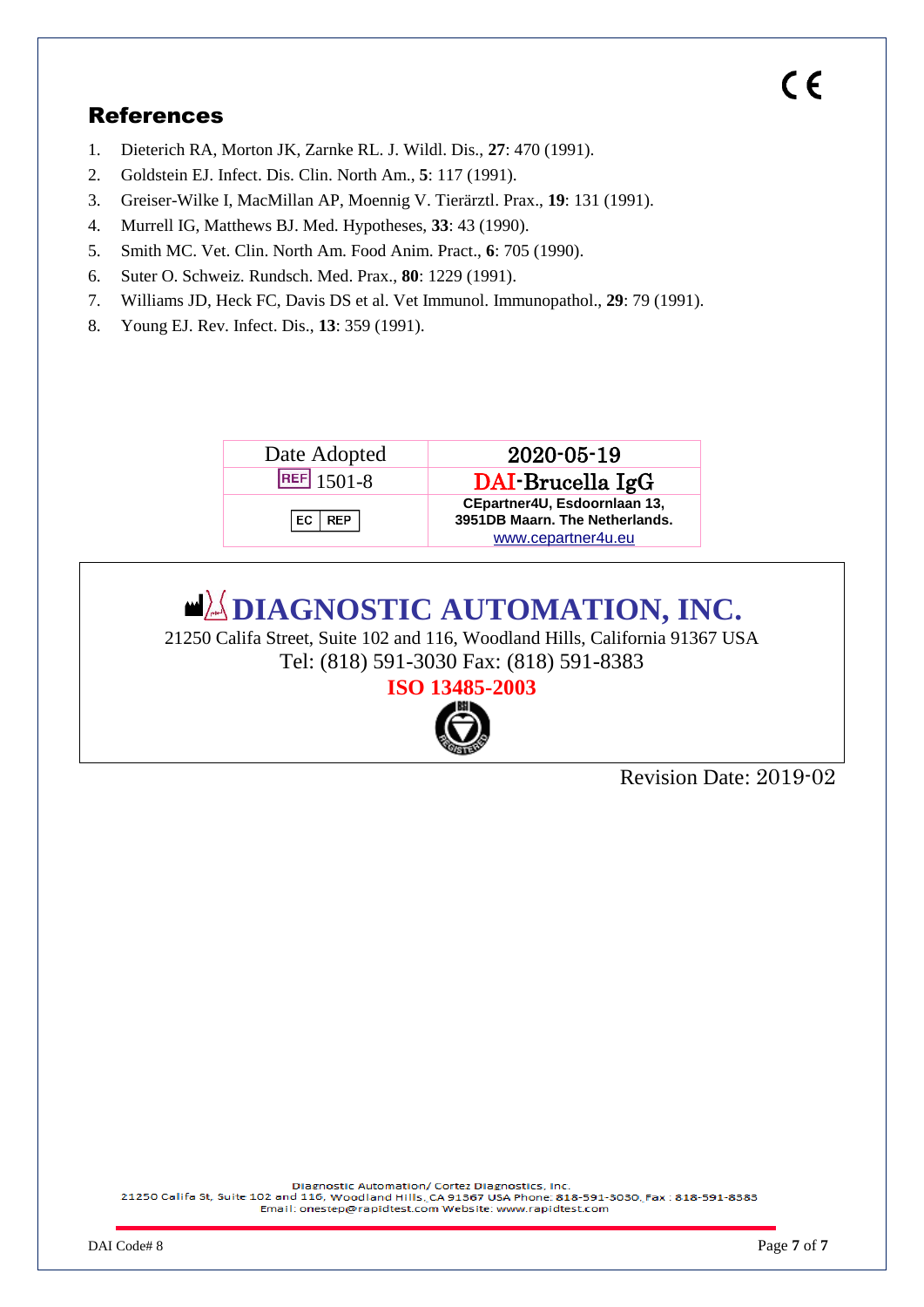## References

1. Dieterich RA, Morton JK, Zarnke RL. J. Wildl. Dis., **27**: 470 (1991).
2. Goldstein EJ. Infect. Dis. Clin. North Am., **5**: 117 (1991).
3. Greiser-Wilke I, MacMillan AP, Moennig V. Tierärztl. Prax., **19**: 131 (1991).
4. Murrell IG, Matthews BJ. Med. Hypotheses, **33**: 43 (1990).
5. Smith MC. Vet. Clin. North Am. Food Anim. Pract., **6**: 705 (1990).
6. Suter O. Schweiz. Rundsch. Med. Prax., **80**: 1229 (1991).
7. Williams JD, Heck FC, Davis DS et al. Vet Immunol. Immunopathol., **29**: 79 (1991).
8. Young EJ. Rev. Infect. Dis., **13**: 359 (1991).

| | |
|---|---|
| Date Adopted | 2020-05-19 |
| REF 1501-8 | DAI-Brucella IgG |
| EC REP | **CEpartner4U, Esdoornlaan 13, 3951DB Maarn. The Netherlands.** www.cepartner4u.eu |

**DIAGNOSTIC AUTOMATION, INC.**

21250 Califa Street, Suite 102 and 116, Woodland Hills, California 91367 USA

Tel: (818) 591-3030 Fax: (818) 591-8383

**ISO 13485-2003**

Revision Date: 2019-02

Diagnostic Automation/ Cortez Diagnostics, Inc.
21250 Califa St, Suite 102 and 116, Woodland Hills, CA 91367 USA Phone: 818-591-3030, Fax : 818-591-8383
Email: onestep@rapidtest.com Website: www.rapidtest.com

DAI Code# 8